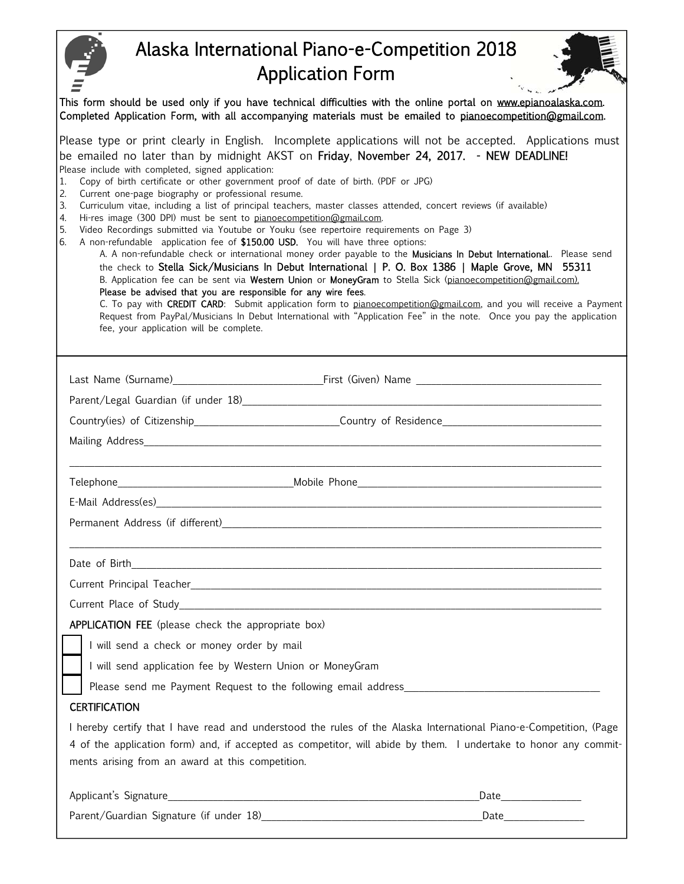# Alaska International Piano-e-Competition 2018
## Application Form

**This form should be used only if you have technical difficulties with the online portal on www.epianoalaska.com. Completed Application Form, with all accompanying materials must be emailed to pianoecompetition@gmail.com.**

Please type or print clearly in English. Incomplete applications will not be accepted. Applications must be emailed no later than by midnight AKST on **Friday, November 24, 2017. - NEW DEADLINE!**

Please include with completed, signed application:

1. Copy of birth certificate or other government proof of date of birth. (PDF or JPG)
2. Current one-page biography or professional resume.
3. Curriculum vitae, including a list of principal teachers, master classes attended, concert reviews (if available)
4. Hi-res image (300 DPI) must be sent to pianoecompetition@gmail.com.
5. Video Recordings submitted via Youtube or Youku (see repertoire requirements on Page 3)
6. A non-refundable application fee of **$150.00 USD.** You will have three options:
   A. A non-refundable check or international money order payable to the **Musicians In Debut International**.. Please send the check to **Stella Sick/Musicians In Debut International | P. O. Box 1386 | Maple Grove, MN 55311**
   B. Application fee can be sent via **Western Union** or **MoneyGram** to Stella Sick (pianoecompetition@gmail.com).
   **Please be advised that you are responsible for any wire fees.**
   C. To pay with **CREDIT CARD**: Submit application form to pianoecompetition@gmail.com, and you will receive a Payment Request from PayPal/Musicians In Debut International with "Application Fee" in the note. Once you pay the application fee, your application will be complete.

---

Last Name (Surname)\_\_\_\_\_\_\_\_\_\_\_\_\_\_\_\_\_\_\_\_\_\_\_\_\_\_ First (Given) Name \_\_\_\_\_\_\_\_\_\_\_\_\_\_\_\_\_\_\_\_\_\_\_\_\_\_

Parent/Legal Guardian (if under 18)\_\_\_\_\_\_\_\_\_\_\_\_\_\_\_\_\_\_\_\_\_\_\_\_\_\_\_\_\_\_\_\_\_\_\_\_\_\_\_\_\_\_\_\_\_\_\_\_

Country(ies) of Citizenship\_\_\_\_\_\_\_\_\_\_\_\_\_\_\_\_\_\_\_\_\_\_\_\_\_\_ Country of Residence\_\_\_\_\_\_\_\_\_\_\_\_\_\_\_\_\_\_\_\_\_\_\_\_\_\_

Mailing Address\_\_\_\_\_\_\_\_\_\_\_\_\_\_\_\_\_\_\_\_\_\_\_\_\_\_\_\_\_\_\_\_\_\_\_\_\_\_\_\_\_\_\_\_\_\_\_\_\_\_\_\_\_\_\_\_\_\_\_\_

\_\_\_\_\_\_\_\_\_\_\_\_\_\_\_\_\_\_\_\_\_\_\_\_\_\_\_\_\_\_\_\_\_\_\_\_\_\_\_\_\_\_\_\_\_\_\_\_\_\_\_\_\_\_\_\_\_\_\_\_\_\_\_\_\_\_\_\_\_\_\_\_

Telephone\_\_\_\_\_\_\_\_\_\_\_\_\_\_\_\_\_\_\_\_\_\_\_\_\_\_\_\_\_\_ Mobile Phone\_\_\_\_\_\_\_\_\_\_\_\_\_\_\_\_\_\_\_\_\_\_\_\_\_\_\_\_\_\_\_\_\_\_

E-Mail Address(es)\_\_\_\_\_\_\_\_\_\_\_\_\_\_\_\_\_\_\_\_\_\_\_\_\_\_\_\_\_\_\_\_\_\_\_\_\_\_\_\_\_\_\_\_\_\_\_\_\_\_\_\_\_\_\_\_\_\_\_\_

Permanent Address (if different)\_\_\_\_\_\_\_\_\_\_\_\_\_\_\_\_\_\_\_\_\_\_\_\_\_\_\_\_\_\_\_\_\_\_\_\_\_\_\_\_\_\_\_\_\_\_\_\_\_\_

\_\_\_\_\_\_\_\_\_\_\_\_\_\_\_\_\_\_\_\_\_\_\_\_\_\_\_\_\_\_\_\_\_\_\_\_\_\_\_\_\_\_\_\_\_\_\_\_\_\_\_\_\_\_\_\_\_\_\_\_\_\_\_\_\_\_\_\_\_\_\_\_

Date of Birth\_\_\_\_\_\_\_\_\_\_\_\_\_\_\_\_\_\_\_\_\_\_\_\_\_\_\_\_\_\_\_\_\_\_\_\_\_\_\_\_\_\_\_\_\_\_\_\_\_\_\_\_\_\_\_\_\_\_\_\_\_\_\_

Current Principal Teacher\_\_\_\_\_\_\_\_\_\_\_\_\_\_\_\_\_\_\_\_\_\_\_\_\_\_\_\_\_\_\_\_\_\_\_\_\_\_\_\_\_\_\_\_\_\_\_\_\_\_\_\_\_\_

Current Place of Study\_\_\_\_\_\_\_\_\_\_\_\_\_\_\_\_\_\_\_\_\_\_\_\_\_\_\_\_\_\_\_\_\_\_\_\_\_\_\_\_\_\_\_\_\_\_\_\_\_\_\_\_\_\_\_\_

**APPLICATION FEE** (please check the appropriate box)

- [ ] I will send a check or money order by mail
- [ ] I will send application fee by Western Union or MoneyGram
- [ ] Please send me Payment Request to the following email address\_\_\_\_\_\_\_\_\_\_\_\_\_\_\_\_\_\_\_\_\_\_\_\_\_\_\_\_\_\_

**CERTIFICATION**

I hereby certify that I have read and understood the rules of the Alaska International Piano-e-Competition, (Page 4 of the application form) and, if accepted as competitor, will abide by them. I undertake to honor any commitments arising from an award at this competition.

Applicant's Signature\_\_\_\_\_\_\_\_\_\_\_\_\_\_\_\_\_\_\_\_\_\_\_\_\_\_\_\_\_\_\_\_\_\_\_\_\_\_\_\_\_\_\_\_\_\_\_\_\_\_ Date\_\_\_\_\_\_\_\_\_\_\_\_\_\_

Parent/Guardian Signature (if under 18)\_\_\_\_\_\_\_\_\_\_\_\_\_\_\_\_\_\_\_\_\_\_\_\_\_\_\_\_\_\_\_\_\_\_\_\_\_\_ Date\_\_\_\_\_\_\_\_\_\_\_\_\_\_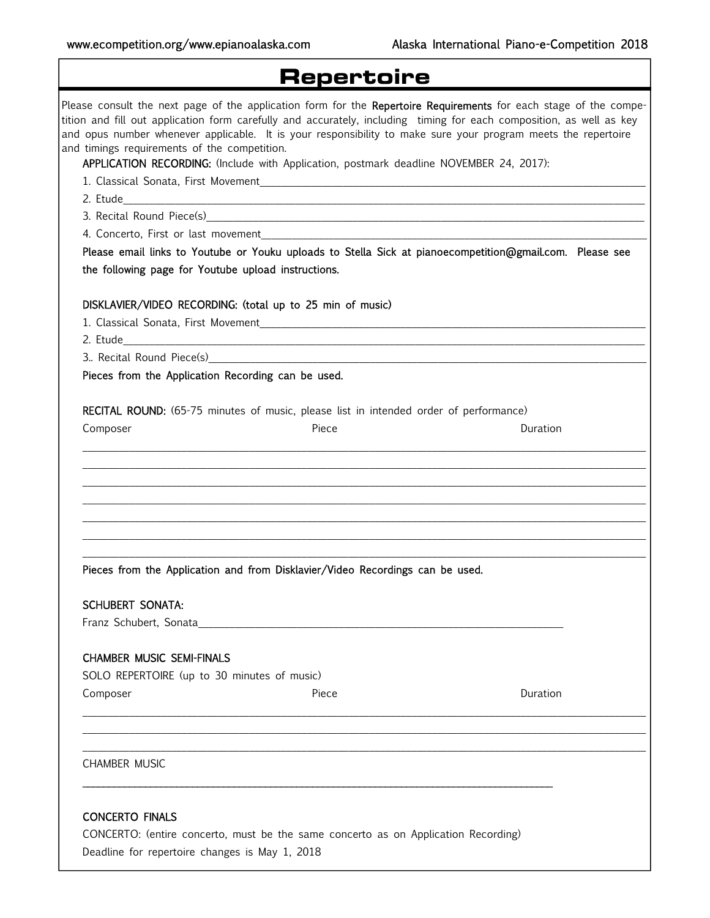# Repertoire

Please consult the next page of the application form for the **Repertoire Requirements** for each stage of the competition and fill out application form carefully and accurately, including timing for each composition, as well as key and opus number whenever applicable. It is your responsibility to make sure your program meets the repertoire and timings requirements of the competition.

**APPLICATION RECORDING:** (Include with Application, postmark deadline NOVEMBER 24, 2017):

1. Classical Sonata, First Movement______________________________
2. Etude______________________________
3. Recital Round Piece(s)______________________________
4. Concerto, First or last movement______________________________

**Please email links to Youtube or Youku uploads to Stella Sick at pianoecompetition@gmail.com. Please see the following page for Youtube upload instructions.**

**DISKLAVIER/VIDEO RECORDING: (total up to 25 min of music)**

1. Classical Sonata, First Movement______________________________
2. Etude______________________________
3. Recital Round Piece(s)______________________________

**Pieces from the Application Recording can be used.**

**RECITAL ROUND:** (65-75 minutes of music, please list in intended order of performance)

| Composer | Piece | Duration |
|---|---|---|
| | | |
| | | |
| | | |
| | | |
| | | |
| | | |
| | | |

**Pieces from the Application and from Disklavier/Video Recordings can be used.**

**SCHUBERT SONATA:**

Franz Schubert, Sonata______________________________

**CHAMBER MUSIC SEMI-FINALS**

SOLO REPERTOIRE (up to 30 minutes of music)

| Composer | Piece | Duration |
|---|---|---|
| | | |
| | | |
| | | |

CHAMBER MUSIC

______________________________

**CONCERTO FINALS**

CONCERTO: (entire concerto, must be the same concerto as on Application Recording)

Deadline for repertoire changes is May 1, 2018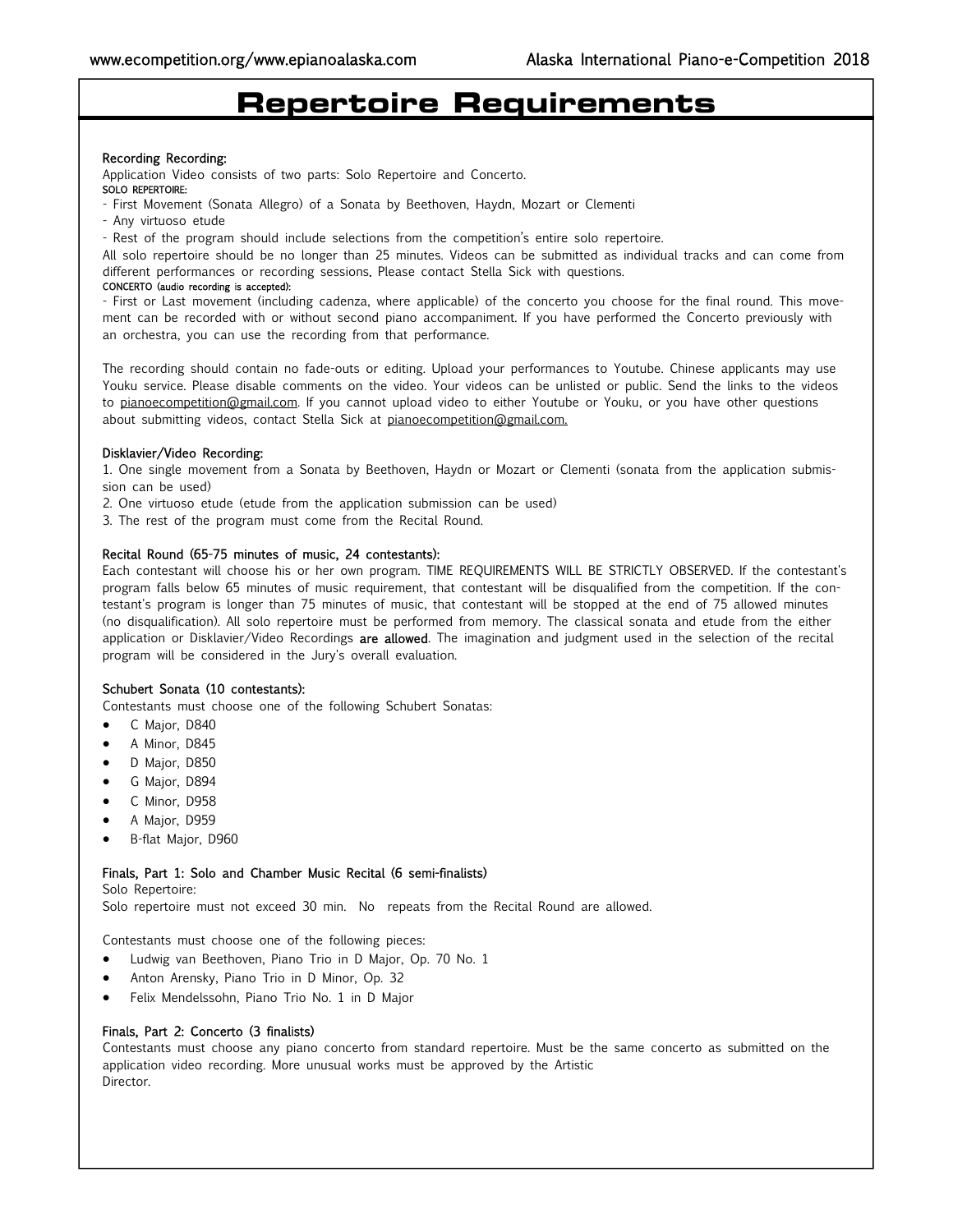# Repertoire Requirements

**Recording Recording:**

Application Video consists of two parts: Solo Repertoire and Concerto.

**SOLO REPERTOIRE:**

- First Movement (Sonata Allegro) of a Sonata by Beethoven, Haydn, Mozart or Clementi
- Any virtuoso etude
- Rest of the program should include selections from the competition's entire solo repertoire.

All solo repertoire should be no longer than 25 minutes. Videos can be submitted as individual tracks and can come from different performances or recording sessions. Please contact Stella Sick with questions.

**CONCERTO (audio recording is accepted):**

- First or Last movement (including cadenza, where applicable) of the concerto you choose for the final round. This movement can be recorded with or without second piano accompaniment. If you have performed the Concerto previously with an orchestra, you can use the recording from that performance.

The recording should contain no fade-outs or editing. Upload your performances to Youtube. Chinese applicants may use Youku service. Please disable comments on the video. Your videos can be unlisted or public. Send the links to the videos to pianoecompetition@gmail.com. If you cannot upload video to either Youtube or Youku, or you have other questions about submitting videos, contact Stella Sick at pianoecompetition@gmail.com.

**Disklavier/Video Recording:**

1. One single movement from a Sonata by Beethoven, Haydn or Mozart or Clementi (sonata from the application submission can be used)
2. One virtuoso etude (etude from the application submission can be used)
3. The rest of the program must come from the Recital Round.

**Recital Round (65-75 minutes of music, 24 contestants):**

Each contestant will choose his or her own program. TIME REQUIREMENTS WILL BE STRICTLY OBSERVED. If the contestant's program falls below 65 minutes of music requirement, that contestant will be disqualified from the competition. If the contestant's program is longer than 75 minutes of music, that contestant will be stopped at the end of 75 allowed minutes (no disqualification). All solo repertoire must be performed from memory. The classical sonata and etude from the either application or Disklavier/Video Recordings **are allowed**. The imagination and judgment used in the selection of the recital program will be considered in the Jury's overall evaluation.

**Schubert Sonata (10 contestants):**

Contestants must choose one of the following Schubert Sonatas:

- C Major, D840
- A Minor, D845
- D Major, D850
- G Major, D894
- C Minor, D958
- A Major, D959
- B-flat Major, D960

**Finals, Part 1: Solo and Chamber Music Recital (6 semi-finalists)**

Solo Repertoire:

Solo repertoire must not exceed 30 min. No repeats from the Recital Round are allowed.

Contestants must choose one of the following pieces:

- Ludwig van Beethoven, Piano Trio in D Major, Op. 70 No. 1
- Anton Arensky, Piano Trio in D Minor, Op. 32
- Felix Mendelssohn, Piano Trio No. 1 in D Major

**Finals, Part 2: Concerto (3 finalists)**

Contestants must choose any piano concerto from standard repertoire. Must be the same concerto as submitted on the application video recording. More unusual works must be approved by the Artistic Director.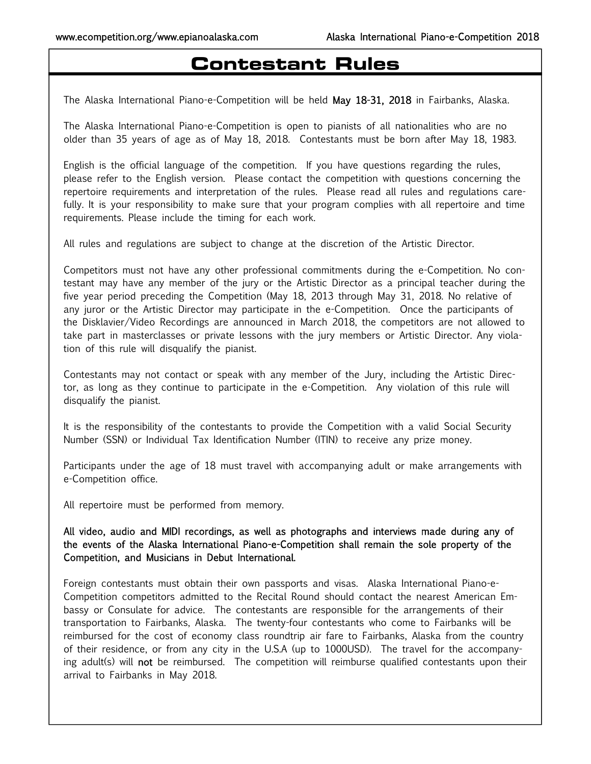# Contestant Rules

The Alaska International Piano-e-Competition will be held **May 18-31, 2018** in Fairbanks, Alaska.

The Alaska International Piano-e-Competition is open to pianists of all nationalities who are no older than 35 years of age as of May 18, 2018. Contestants must be born after May 18, 1983.

English is the official language of the competition. If you have questions regarding the rules, please refer to the English version. Please contact the competition with questions concerning the repertoire requirements and interpretation of the rules. Please read all rules and regulations carefully. It is your responsibility to make sure that your program complies with all repertoire and time requirements. Please include the timing for each work.

All rules and regulations are subject to change at the discretion of the Artistic Director.

Competitors must not have any other professional commitments during the e-Competition. No contestant may have any member of the jury or the Artistic Director as a principal teacher during the five year period preceding the Competition (May 18, 2013 through May 31, 2018. No relative of any juror or the Artistic Director may participate in the e-Competition. Once the participants of the Disklavier/Video Recordings are announced in March 2018, the competitors are not allowed to take part in masterclasses or private lessons with the jury members or Artistic Director. Any violation of this rule will disqualify the pianist.

Contestants may not contact or speak with any member of the Jury, including the Artistic Director, as long as they continue to participate in the e-Competition. Any violation of this rule will disqualify the pianist.

It is the responsibility of the contestants to provide the Competition with a valid Social Security Number (SSN) or Individual Tax Identification Number (ITIN) to receive any prize money.

Participants under the age of 18 must travel with accompanying adult or make arrangements with e-Competition office.

All repertoire must be performed from memory.

**All video, audio and MIDI recordings, as well as photographs and interviews made during any of the events of the Alaska International Piano-e-Competition shall remain the sole property of the Competition, and Musicians in Debut International.**

Foreign contestants must obtain their own passports and visas. Alaska International Piano-e-Competition competitors admitted to the Recital Round should contact the nearest American Embassy or Consulate for advice. The contestants are responsible for the arrangements of their transportation to Fairbanks, Alaska. The twenty-four contestants who come to Fairbanks will be reimbursed for the cost of economy class roundtrip air fare to Fairbanks, Alaska from the country of their residence, or from any city in the U.S.A (up to 1000USD). The travel for the accompanying adult(s) will **not** be reimbursed. The competition will reimburse qualified contestants upon their arrival to Fairbanks in May 2018.